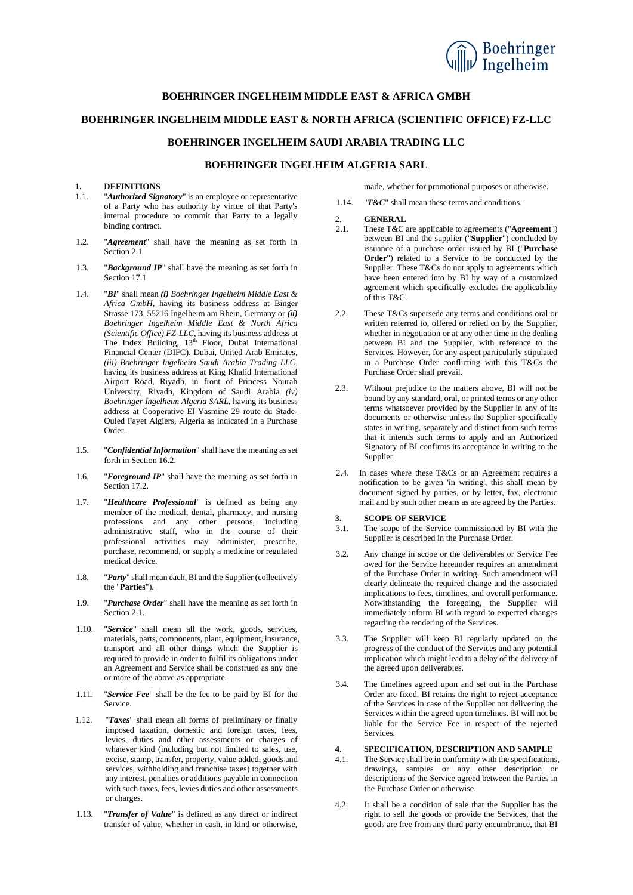# BOEHRINGER INGELHEIM MIDDLE EAST & AFRICA GMBH

# BOEHRINGER INGELHEIM MIDDLE EAST & NORTH AFRICA (SCIENTIFIC OFFICE) FZ-LLC

# BOEHRINGER INGELHEIM SAUDI ARABIA TRADING LLC

# BOEHRINGER INGELHEIM ALGERIA SARL

## 1. DEFINITIONS

1.1. "***Authorized Signatory***" is an employee or representative of a Party who has authority by virtue of that Party's internal procedure to commit that Party to a legally binding contract.

1.2. "***Agreement***" shall have the meaning as set forth in Section 2.1

1.3. "***Background IP***" shall have the meaning as set forth in Section 17.1

1.4. "***BI***" shall mean ***(i)*** *Boehringer Ingelheim Middle East & Africa GmbH*, having its business address at Binger Strasse 173, 55216 Ingelheim am Rhein, Germany or ***(ii)*** *Boehringer Ingelheim Middle East & North Africa (Scientific Office) FZ-LLC*, having its business address at The Index Building, 13th Floor, Dubai International Financial Center (DIFC), Dubai, United Arab Emirates, *(iii) Boehringer Ingelheim Saudi Arabia Trading LLC*, having its business address at King Khalid International Airport Road, Riyadh, in front of Princess Nourah University, Riyadh, Kingdom of Saudi Arabia *(iv) Boehringer Ingelheim Algeria SARL*, having its business address at Cooperative El Yasmine 29 route du Stade-Ouled Fayet Algiers, Algeria as indicated in a Purchase Order.

1.5. "***Confidential Information***" shall have the meaning as set forth in Section 16.2.

1.6. "***Foreground IP***" shall have the meaning as set forth in Section 17.2.

1.7. "***Healthcare Professional***" is defined as being any member of the medical, dental, pharmacy, and nursing professions and any other persons, including administrative staff, who in the course of their professional activities may administer, prescribe, purchase, recommend, or supply a medicine or regulated medical device.

1.8. "***Party***" shall mean each, BI and the Supplier (collectively the "**Parties**").

1.9. "***Purchase Order***" shall have the meaning as set forth in Section 2.1.

1.10. "***Service***" shall mean all the work, goods, services, materials, parts, components, plant, equipment, insurance, transport and all other things which the Supplier is required to provide in order to fulfil its obligations under an Agreement and Service shall be construed as any one or more of the above as appropriate.

1.11. "***Service Fee***" shall be the fee to be paid by BI for the Service.

1.12. "***Taxes***" shall mean all forms of preliminary or finally imposed taxation, domestic and foreign taxes, fees, levies, duties and other assessments or charges of whatever kind (including but not limited to sales, use, excise, stamp, transfer, property, value added, goods and services, withholding and franchise taxes) together with any interest, penalties or additions payable in connection with such taxes, fees, levies duties and other assessments or charges.

1.13. "***Transfer of Value***" is defined as any direct or indirect transfer of value, whether in cash, in kind or otherwise, made, whether for promotional purposes or otherwise.

1.14. "***T&C***" shall mean these terms and conditions.

## 2. GENERAL

2.1. These T&C are applicable to agreements ("**Agreement**") between BI and the supplier ("**Supplier**") concluded by issuance of a purchase order issued by BI ("**Purchase Order**") related to a Service to be conducted by the Supplier. These T&Cs do not apply to agreements which have been entered into by BI by way of a customized agreement which specifically excludes the applicability of this T&C.

2.2. These T&Cs supersede any terms and conditions oral or written referred to, offered or relied on by the Supplier, whether in negotiation or at any other time in the dealing between BI and the Supplier, with reference to the Services. However, for any aspect particularly stipulated in a Purchase Order conflicting with this T&Cs the Purchase Order shall prevail.

2.3. Without prejudice to the matters above, BI will not be bound by any standard, oral, or printed terms or any other terms whatsoever provided by the Supplier in any of its documents or otherwise unless the Supplier specifically states in writing, separately and distinct from such terms that it intends such terms to apply and an Authorized Signatory of BI confirms its acceptance in writing to the Supplier.

2.4. In cases where these T&Cs or an Agreement requires a notification to be given 'in writing', this shall mean by document signed by parties, or by letter, fax, electronic mail and by such other means as are agreed by the Parties.

## 3. SCOPE OF SERVICE

3.1. The scope of the Service commissioned by BI with the Supplier is described in the Purchase Order.

3.2. Any change in scope or the deliverables or Service Fee owed for the Service hereunder requires an amendment of the Purchase Order in writing. Such amendment will clearly delineate the required change and the associated implications to fees, timelines, and overall performance. Notwithstanding the foregoing, the Supplier will immediately inform BI with regard to expected changes regarding the rendering of the Services.

3.3. The Supplier will keep BI regularly updated on the progress of the conduct of the Services and any potential implication which might lead to a delay of the delivery of the agreed upon deliverables.

3.4. The timelines agreed upon and set out in the Purchase Order are fixed. BI retains the right to reject acceptance of the Services in case of the Supplier not delivering the Services within the agreed upon timelines. BI will not be liable for the Service Fee in respect of the rejected Services.

## 4. SPECIFICATION, DESCRIPTION AND SAMPLE

4.1. The Service shall be in conformity with the specifications, drawings, samples or any other description or descriptions of the Service agreed between the Parties in the Purchase Order or otherwise.

4.2. It shall be a condition of sale that the Supplier has the right to sell the goods or provide the Services, that the goods are free from any third party encumbrance, that BI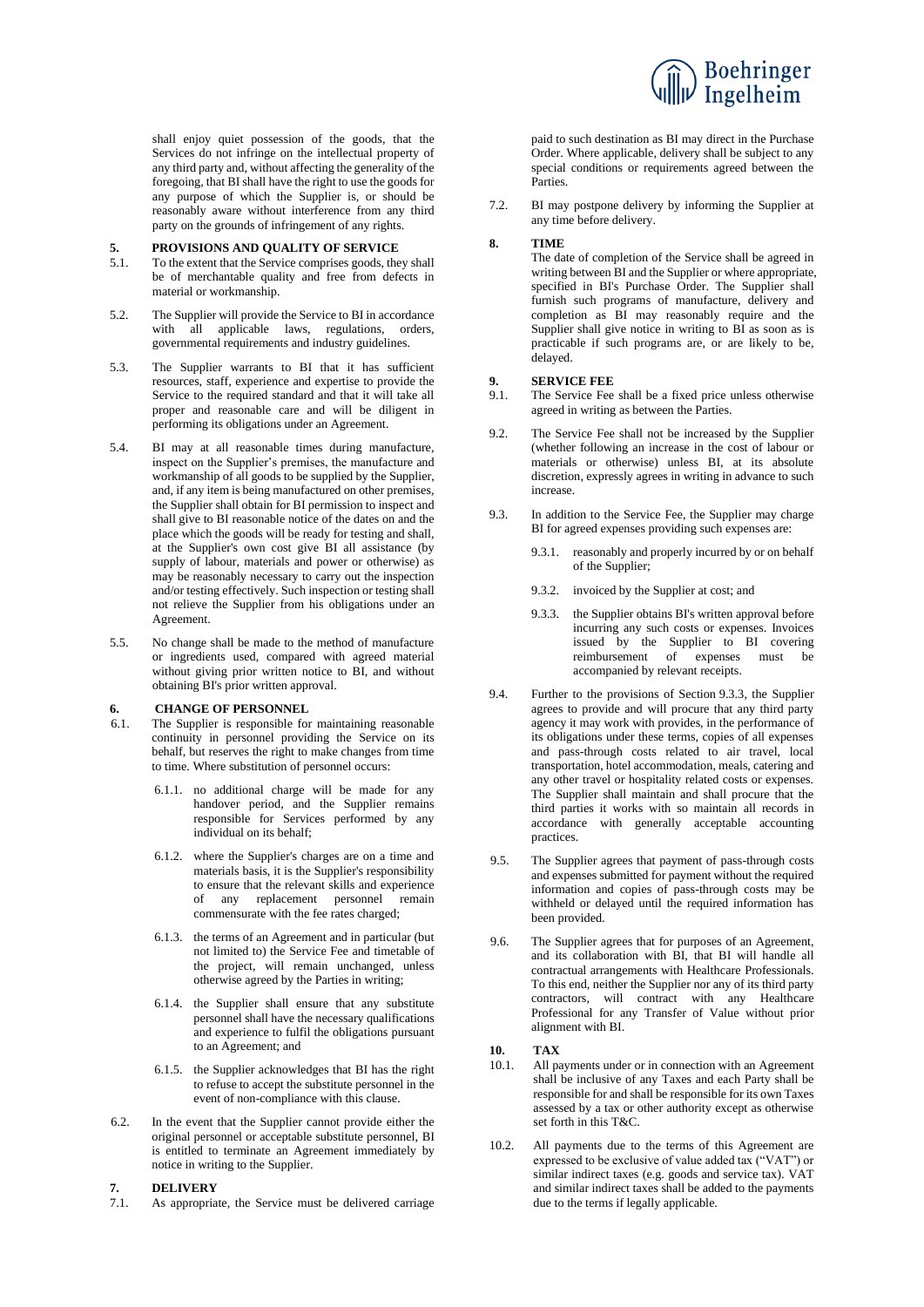shall enjoy quiet possession of the goods, that the Services do not infringe on the intellectual property of any third party and, without affecting the generality of the foregoing, that BI shall have the right to use the goods for any purpose of which the Supplier is, or should be reasonably aware without interference from any third party on the grounds of infringement of any rights.

## 5. PROVISIONS AND QUALITY OF SERVICE

5.1. To the extent that the Service comprises goods, they shall be of merchantable quality and free from defects in material or workmanship.

5.2. The Supplier will provide the Service to BI in accordance with all applicable laws, regulations, orders, governmental requirements and industry guidelines.

5.3. The Supplier warrants to BI that it has sufficient resources, staff, experience and expertise to provide the Service to the required standard and that it will take all proper and reasonable care and will be diligent in performing its obligations under an Agreement.

5.4. BI may at all reasonable times during manufacture, inspect on the Supplier's premises, the manufacture and workmanship of all goods to be supplied by the Supplier, and, if any item is being manufactured on other premises, the Supplier shall obtain for BI permission to inspect and shall give to BI reasonable notice of the dates on and the place which the goods will be ready for testing and shall, at the Supplier's own cost give BI all assistance (by supply of labour, materials and power or otherwise) as may be reasonably necessary to carry out the inspection and/or testing effectively. Such inspection or testing shall not relieve the Supplier from his obligations under an Agreement.

5.5. No change shall be made to the method of manufacture or ingredients used, compared with agreed material without giving prior written notice to BI, and without obtaining BI's prior written approval.

## 6. CHANGE OF PERSONNEL

6.1. The Supplier is responsible for maintaining reasonable continuity in personnel providing the Service on its behalf, but reserves the right to make changes from time to time. Where substitution of personnel occurs:

6.1.1. no additional charge will be made for any handover period, and the Supplier remains responsible for Services performed by any individual on its behalf;

6.1.2. where the Supplier's charges are on a time and materials basis, it is the Supplier's responsibility to ensure that the relevant skills and experience of any replacement personnel remain commensurate with the fee rates charged;

6.1.3. the terms of an Agreement and in particular (but not limited to) the Service Fee and timetable of the project, will remain unchanged, unless otherwise agreed by the Parties in writing;

6.1.4. the Supplier shall ensure that any substitute personnel shall have the necessary qualifications and experience to fulfil the obligations pursuant to an Agreement; and

6.1.5. the Supplier acknowledges that BI has the right to refuse to accept the substitute personnel in the event of non-compliance with this clause.

6.2. In the event that the Supplier cannot provide either the original personnel or acceptable substitute personnel, BI is entitled to terminate an Agreement immediately by notice in writing to the Supplier.

## 7. DELIVERY

7.1. As appropriate, the Service must be delivered carriage paid to such destination as BI may direct in the Purchase Order. Where applicable, delivery shall be subject to any special conditions or requirements agreed between the Parties.

7.2. BI may postpone delivery by informing the Supplier at any time before delivery.

## 8. TIME

The date of completion of the Service shall be agreed in writing between BI and the Supplier or where appropriate, specified in BI's Purchase Order. The Supplier shall furnish such programs of manufacture, delivery and completion as BI may reasonably require and the Supplier shall give notice in writing to BI as soon as is practicable if such programs are, or are likely to be, delayed.

## 9. SERVICE FEE

9.1. The Service Fee shall be a fixed price unless otherwise agreed in writing as between the Parties.

9.2. The Service Fee shall not be increased by the Supplier (whether following an increase in the cost of labour or materials or otherwise) unless BI, at its absolute discretion, expressly agrees in writing in advance to such increase.

9.3. In addition to the Service Fee, the Supplier may charge BI for agreed expenses providing such expenses are:

9.3.1. reasonably and properly incurred by or on behalf of the Supplier;

9.3.2. invoiced by the Supplier at cost; and

9.3.3. the Supplier obtains BI's written approval before incurring any such costs or expenses. Invoices issued by the Supplier to BI covering reimbursement of expenses must be accompanied by relevant receipts.

9.4. Further to the provisions of Section 9.3.3, the Supplier agrees to provide and will procure that any third party agency it may work with provides, in the performance of its obligations under these terms, copies of all expenses and pass-through costs related to air travel, local transportation, hotel accommodation, meals, catering and any other travel or hospitality related costs or expenses. The Supplier shall maintain and shall procure that the third parties it works with so maintain all records in accordance with generally acceptable accounting practices.

9.5. The Supplier agrees that payment of pass-through costs and expenses submitted for payment without the required information and copies of pass-through costs may be withheld or delayed until the required information has been provided.

9.6. The Supplier agrees that for purposes of an Agreement, and its collaboration with BI, that BI will handle all contractual arrangements with Healthcare Professionals. To this end, neither the Supplier nor any of its third party contractors, will contract with any Healthcare Professional for any Transfer of Value without prior alignment with BI.

## 10. TAX

10.1. All payments under or in connection with an Agreement shall be inclusive of any Taxes and each Party shall be responsible for and shall be responsible for its own Taxes assessed by a tax or other authority except as otherwise set forth in this T&C.

10.2. All payments due to the terms of this Agreement are expressed to be exclusive of value added tax ("VAT") or similar indirect taxes (e.g. goods and service tax). VAT and similar indirect taxes shall be added to the payments due to the terms if legally applicable.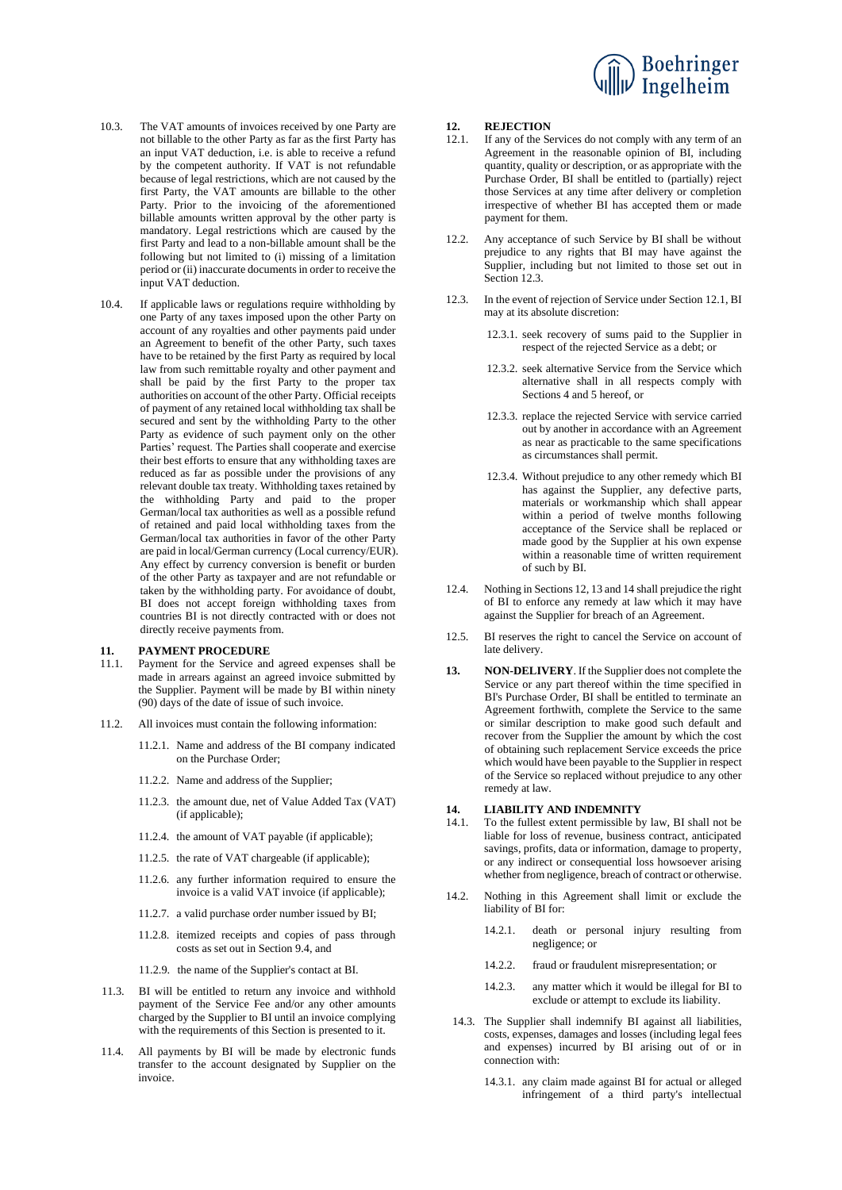10.3. The VAT amounts of invoices received by one Party are not billable to the other Party as far as the first Party has an input VAT deduction, i.e. is able to receive a refund by the competent authority. If VAT is not refundable because of legal restrictions, which are not caused by the first Party, the VAT amounts are billable to the other Party. Prior to the invoicing of the aforementioned billable amounts written approval by the other party is mandatory. Legal restrictions which are caused by the first Party and lead to a non-billable amount shall be the following but not limited to (i) missing of a limitation period or (ii) inaccurate documents in order to receive the input VAT deduction.

10.4. If applicable laws or regulations require withholding by one Party of any taxes imposed upon the other Party on account of any royalties and other payments paid under an Agreement to benefit of the other Party, such taxes have to be retained by the first Party as required by local law from such remittable royalty and other payment and shall be paid by the first Party to the proper tax authorities on account of the other Party. Official receipts of payment of any retained local withholding tax shall be secured and sent by the withholding Party to the other Party as evidence of such payment only on the other Parties' request. The Parties shall cooperate and exercise their best efforts to ensure that any withholding taxes are reduced as far as possible under the provisions of any relevant double tax treaty. Withholding taxes retained by the withholding Party and paid to the proper German/local tax authorities as well as a possible refund of retained and paid local withholding taxes from the German/local tax authorities in favor of the other Party are paid in local/German currency (Local currency/EUR). Any effect by currency conversion is benefit or burden of the other Party as taxpayer and are not refundable or taken by the withholding party. For avoidance of doubt, BI does not accept foreign withholding taxes from countries BI is not directly contracted with or does not directly receive payments from.

## 11. PAYMENT PROCEDURE

11.1. Payment for the Service and agreed expenses shall be made in arrears against an agreed invoice submitted by the Supplier. Payment will be made by BI within ninety (90) days of the date of issue of such invoice.

11.2. All invoices must contain the following information:

- 11.2.1. Name and address of the BI company indicated on the Purchase Order;
- 11.2.2. Name and address of the Supplier;
- 11.2.3. the amount due, net of Value Added Tax (VAT) (if applicable);
- 11.2.4. the amount of VAT payable (if applicable);
- 11.2.5. the rate of VAT chargeable (if applicable);
- 11.2.6. any further information required to ensure the invoice is a valid VAT invoice (if applicable);
- 11.2.7. a valid purchase order number issued by BI;
- 11.2.8. itemized receipts and copies of pass through costs as set out in Section 9.4, and
- 11.2.9. the name of the Supplier's contact at BI.

11.3. BI will be entitled to return any invoice and withhold payment of the Service Fee and/or any other amounts charged by the Supplier to BI until an invoice complying with the requirements of this Section is presented to it.

11.4. All payments by BI will be made by electronic funds transfer to the account designated by Supplier on the invoice.

## 12. REJECTION

12.1. If any of the Services do not comply with any term of an Agreement in the reasonable opinion of BI, including quantity, quality or description, or as appropriate with the Purchase Order, BI shall be entitled to (partially) reject those Services at any time after delivery or completion irrespective of whether BI has accepted them or made payment for them.

12.2. Any acceptance of such Service by BI shall be without prejudice to any rights that BI may have against the Supplier, including but not limited to those set out in Section 12.3.

12.3. In the event of rejection of Service under Section 12.1, BI may at its absolute discretion:

- 12.3.1. seek recovery of sums paid to the Supplier in respect of the rejected Service as a debt; or
- 12.3.2. seek alternative Service from the Service which alternative shall in all respects comply with Sections 4 and 5 hereof, or
- 12.3.3. replace the rejected Service with service carried out by another in accordance with an Agreement as near as practicable to the same specifications as circumstances shall permit.
- 12.3.4. Without prejudice to any other remedy which BI has against the Supplier, any defective parts, materials or workmanship which shall appear within a period of twelve months following acceptance of the Service shall be replaced or made good by the Supplier at his own expense within a reasonable time of written requirement of such by BI.

12.4. Nothing in Sections 12, 13 and 14 shall prejudice the right of BI to enforce any remedy at law which it may have against the Supplier for breach of an Agreement.

12.5. BI reserves the right to cancel the Service on account of late delivery.

## 13. NON-DELIVERY

**13. NON-DELIVERY**. If the Supplier does not complete the Service or any part thereof within the time specified in BI's Purchase Order, BI shall be entitled to terminate an Agreement forthwith, complete the Service to the same or similar description to make good such default and recover from the Supplier the amount by which the cost of obtaining such replacement Service exceeds the price which would have been payable to the Supplier in respect of the Service so replaced without prejudice to any other remedy at law.

## 14. LIABILITY AND INDEMNITY

14.1. To the fullest extent permissible by law, BI shall not be liable for loss of revenue, business contract, anticipated savings, profits, data or information, damage to property, or any indirect or consequential loss howsoever arising whether from negligence, breach of contract or otherwise.

14.2. Nothing in this Agreement shall limit or exclude the liability of BI for:

- 14.2.1. death or personal injury resulting from negligence; or
- 14.2.2. fraud or fraudulent misrepresentation; or
- 14.2.3. any matter which it would be illegal for BI to exclude or attempt to exclude its liability.

14.3. The Supplier shall indemnify BI against all liabilities, costs, expenses, damages and losses (including legal fees and expenses) incurred by BI arising out of or in connection with:

- 14.3.1. any claim made against BI for actual or alleged infringement of a third party's intellectual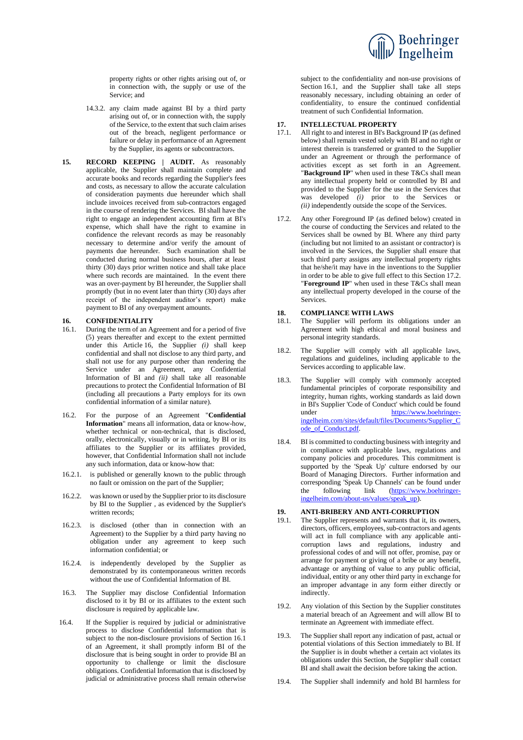property rights or other rights arising out of, or in connection with, the supply or use of the Service; and

14.3.2. any claim made against BI by a third party arising out of, or in connection with, the supply of the Service, to the extent that such claim arises out of the breach, negligent performance or failure or delay in performance of an Agreement by the Supplier, its agents or subcontractors.

**15. RECORD KEEPING | AUDIT.** As reasonably applicable, the Supplier shall maintain complete and accurate books and records regarding the Supplier's fees and costs, as necessary to allow the accurate calculation of consideration payments due hereunder which shall include invoices received from sub-contractors engaged in the course of rendering the Services. BI shall have the right to engage an independent accounting firm at BI's expense, which shall have the right to examine in confidence the relevant records as may be reasonably necessary to determine and/or verify the amount of payments due hereunder. Such examination shall be conducted during normal business hours, after at least thirty (30) days prior written notice and shall take place where such records are maintained. In the event there was an over-payment by BI hereunder, the Supplier shall promptly (but in no event later than thirty (30) days after receipt of the independent auditor's report) make payment to BI of any overpayment amounts.

## 16. CONFIDENTIALITY

16.1. During the term of an Agreement and for a period of five (5) years thereafter and except to the extent permitted under this Article 16, the Supplier *(i)* shall keep confidential and shall not disclose to any third party, and shall not use for any purpose other than rendering the Service under an Agreement, any Confidential Information of BI and *(ii)* shall take all reasonable precautions to protect the Confidential Information of BI (including all precautions a Party employs for its own confidential information of a similar nature).

16.2. For the purpose of an Agreement "**Confidential Information**" means all information, data or know-how, whether technical or non-technical, that is disclosed, orally, electronically, visually or in writing, by BI or its affiliates to the Supplier or its affiliates provided, however, that Confidential Information shall not include any such information, data or know-how that:

16.2.1. is published or generally known to the public through no fault or omission on the part of the Supplier;

16.2.2. was known or used by the Supplier prior to its disclosure by BI to the Supplier , as evidenced by the Supplier's written records;

16.2.3. is disclosed (other than in connection with an Agreement) to the Supplier by a third party having no obligation under any agreement to keep such information confidential; or

16.2.4. is independently developed by the Supplier as demonstrated by its contemporaneous written records without the use of Confidential Information of BI.

16.3. The Supplier may disclose Confidential Information disclosed to it by BI or its affiliates to the extent such disclosure is required by applicable law.

16.4. If the Supplier is required by judicial or administrative process to disclose Confidential Information that is subject to the non-disclosure provisions of Section 16.1 of an Agreement, it shall promptly inform BI of the disclosure that is being sought in order to provide BI an opportunity to challenge or limit the disclosure obligations. Confidential Information that is disclosed by judicial or administrative process shall remain otherwise subject to the confidentiality and non-use provisions of Section 16.1, and the Supplier shall take all steps reasonably necessary, including obtaining an order of confidentiality, to ensure the continued confidential treatment of such Confidential Information.

## 17. INTELLECTUAL PROPERTY

17.1. All right to and interest in BI's Background IP (as defined below) shall remain vested solely with BI and no right or interest therein is transferred or granted to the Supplier under an Agreement or through the performance of activities except as set forth in an Agreement. "**Background IP**" when used in these T&Cs shall mean any intellectual property held or controlled by BI and provided to the Supplier for the use in the Services that was developed *(i)* prior to the Services or *(ii)* independently outside the scope of the Services.

17.2. Any other Foreground IP (as defined below) created in the course of conducting the Services and related to the Services shall be owned by BI. Where any third party (including but not limited to an assistant or contractor) is involved in the Services, the Supplier shall ensure that such third party assigns any intellectual property rights that he/she/it may have in the inventions to the Supplier in order to be able to give full effect to this Section 17.2. "**Foreground IP**" when used in these T&Cs shall mean any intellectual property developed in the course of the Services.

## 18. COMPLIANCE WITH LAWS

18.1. The Supplier will perform its obligations under an Agreement with high ethical and moral business and personal integrity standards.

18.2. The Supplier will comply with all applicable laws, regulations and guidelines, including applicable to the Services according to applicable law.

18.3. The Supplier will comply with commonly accepted fundamental principles of corporate responsibility and integrity, human rights, working standards as laid down in BI's Supplier 'Code of Conduct' which could be found under [https://www.boehringer-ingelheim.com/sites/default/files/Documents/Supplier_Code_of_Conduct.pdf](https://www.boehringer-ingelheim.com/sites/default/files/Documents/Supplier_Code_of_Conduct.pdf).

18.4. BI is committed to conducting business with integrity and in compliance with applicable laws, regulations and company policies and procedures. This commitment is supported by the 'Speak Up' culture endorsed by our Board of Managing Directors. Further information and corresponding 'Speak Up Channels' can be found under the following link ([https://www.boehringer-ingelheim.com/about-us/values/speak_up](https://www.boehringer-ingelheim.com/about-us/values/speak_up)).

## 19. ANTI-BRIBERY AND ANTI-CORRUPTION

19.1. The Supplier represents and warrants that it, its owners, directors, officers, employees, sub-contractors and agents will act in full compliance with any applicable anti-corruption laws and regulations, industry and professional codes of and will not offer, promise, pay or arrange for payment or giving of a bribe or any benefit, advantage or anything of value to any public official, individual, entity or any other third party in exchange for an improper advantage in any form either directly or indirectly.

19.2. Any violation of this Section by the Supplier constitutes a material breach of an Agreement and will allow BI to terminate an Agreement with immediate effect.

19.3. The Supplier shall report any indication of past, actual or potential violations of this Section immediately to BI. If the Supplier is in doubt whether a certain act violates its obligations under this Section, the Supplier shall contact BI and shall await the decision before taking the action.

19.4. The Supplier shall indemnify and hold BI harmless for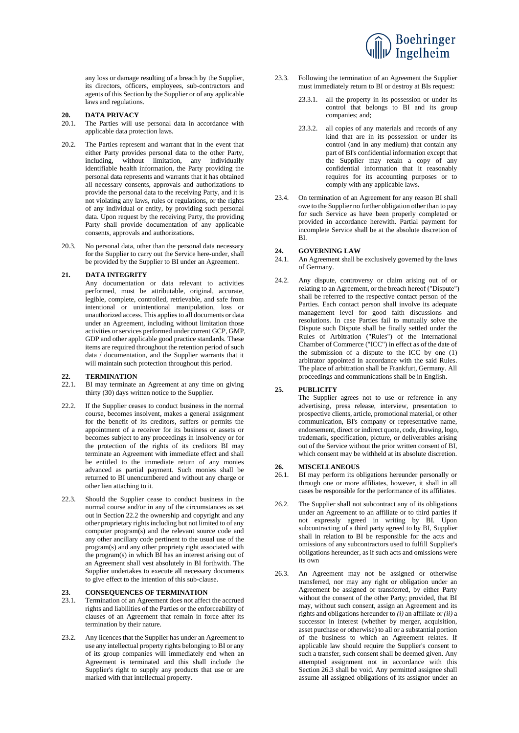any loss or damage resulting of a breach by the Supplier, its directors, officers, employees, sub-contractors and agents of this Section by the Supplier or of any applicable laws and regulations.

**20. DATA PRIVACY**

20.1. The Parties will use personal data in accordance with applicable data protection laws.

20.2. The Parties represent and warrant that in the event that either Party provides personal data to the other Party, including, without limitation, any individually identifiable health information, the Party providing the personal data represents and warrants that it has obtained all necessary consents, approvals and authorizations to provide the personal data to the receiving Party, and it is not violating any laws, rules or regulations, or the rights of any individual or entity, by providing such personal data. Upon request by the receiving Party, the providing Party shall provide documentation of any applicable consents, approvals and authorizations.

20.3. No personal data, other than the personal data necessary for the Supplier to carry out the Service here-under, shall be provided by the Supplier to BI under an Agreement.

**21. DATA INTEGRITY**

Any documentation or data relevant to activities performed, must be attributable, original, accurate, legible, complete, controlled, retrievable, and safe from intentional or unintentional manipulation, loss or unauthorized access. This applies to all documents or data under an Agreement, including without limitation those activities or services performed under current GCP, GMP, GDP and other applicable good practice standards. These items are required throughout the retention period of such data / documentation, and the Supplier warrants that it will maintain such protection throughout this period.

**22. TERMINATION**

22.1. BI may terminate an Agreement at any time on giving thirty (30) days written notice to the Supplier.

22.2. If the Supplier ceases to conduct business in the normal course, becomes insolvent, makes a general assignment for the benefit of its creditors, suffers or permits the appointment of a receiver for its business or assets or becomes subject to any proceedings in insolvency or for the protection of the rights of its creditors BI may terminate an Agreement with immediate effect and shall be entitled to the immediate return of any monies advanced as partial payment. Such monies shall be returned to BI unencumbered and without any charge or other lien attaching to it.

22.3. Should the Supplier cease to conduct business in the normal course and/or in any of the circumstances as set out in Section 22.2 the ownership and copyright and any other proprietary rights including but not limited to of any computer program(s) and the relevant source code and any other ancillary code pertinent to the usual use of the program(s) and any other propriety right associated with the program(s) in which BI has an interest arising out of an Agreement shall vest absolutely in BI forthwith. The Supplier undertakes to execute all necessary documents to give effect to the intention of this sub-clause.

**23. CONSEQUENCES OF TERMINATION**

23.1. Termination of an Agreement does not affect the accrued rights and liabilities of the Parties or the enforceability of clauses of an Agreement that remain in force after its termination by their nature.

23.2. Any licences that the Supplier has under an Agreement to use any intellectual property rights belonging to BI or any of its group companies will immediately end when an Agreement is terminated and this shall include the Supplier's right to supply any products that use or are marked with that intellectual property.

23.3. Following the termination of an Agreement the Supplier must immediately return to BI or destroy at BIs request:

23.3.1. all the property in its possession or under its control that belongs to BI and its group companies; and;

23.3.2. all copies of any materials and records of any kind that are in its possession or under its control (and in any medium) that contain any part of BI's confidential information except that the Supplier may retain a copy of any confidential information that it reasonably requires for its accounting purposes or to comply with any applicable laws.

23.4. On termination of an Agreement for any reason BI shall owe to the Supplier no further obligation other than to pay for such Service as have been properly completed or provided in accordance herewith. Partial payment for incomplete Service shall be at the absolute discretion of BI.

**24. GOVERNING LAW**

24.1. An Agreement shall be exclusively governed by the laws of Germany.

24.2. Any dispute, controversy or claim arising out of or relating to an Agreement, or the breach hereof ("Dispute") shall be referred to the respective contact person of the Parties. Each contact person shall involve its adequate management level for good faith discussions and resolutions. In case Parties fail to mutually solve the Dispute such Dispute shall be finally settled under the Rules of Arbitration ("Rules") of the International Chamber of Commerce ("ICC") in effect as of the date of the submission of a dispute to the ICC by one (1) arbitrator appointed in accordance with the said Rules. The place of arbitration shall be Frankfurt, Germany. All proceedings and communications shall be in English.

**25. PUBLICITY**

The Supplier agrees not to use or reference in any advertising, press release, interview, presentation to prospective clients, article, promotional material, or other communication, BI's company or representative name, endorsement, direct or indirect quote, code, drawing, logo, trademark, specification, picture, or deliverables arising out of the Service without the prior written consent of BI, which consent may be withheld at its absolute discretion.

**26. MISCELLANEOUS**

26.1. BI may perform its obligations hereunder personally or through one or more affiliates, however, it shall in all cases be responsible for the performance of its affiliates.

26.2. The Supplier shall not subcontract any of its obligations under an Agreement to an affiliate or to third parties if not expressly agreed in writing by BI. Upon subcontracting of a third party agreed to by BI, Supplier shall in relation to BI be responsible for the acts and omissions of any subcontractors used to fulfill Supplier's obligations hereunder, as if such acts and omissions were its own

26.3. An Agreement may not be assigned or otherwise transferred, nor may any right or obligation under an Agreement be assigned or transferred, by either Party without the consent of the other Party; provided, that BI may, without such consent, assign an Agreement and its rights and obligations hereunder to *(i)* an affiliate or *(ii)* a successor in interest (whether by merger, acquisition, asset purchase or otherwise) to all or a substantial portion of the business to which an Agreement relates. If applicable law should require the Supplier's consent to such a transfer, such consent shall be deemed given. Any attempted assignment not in accordance with this Section 26.3 shall be void. Any permitted assignee shall assume all assigned obligations of its assignor under an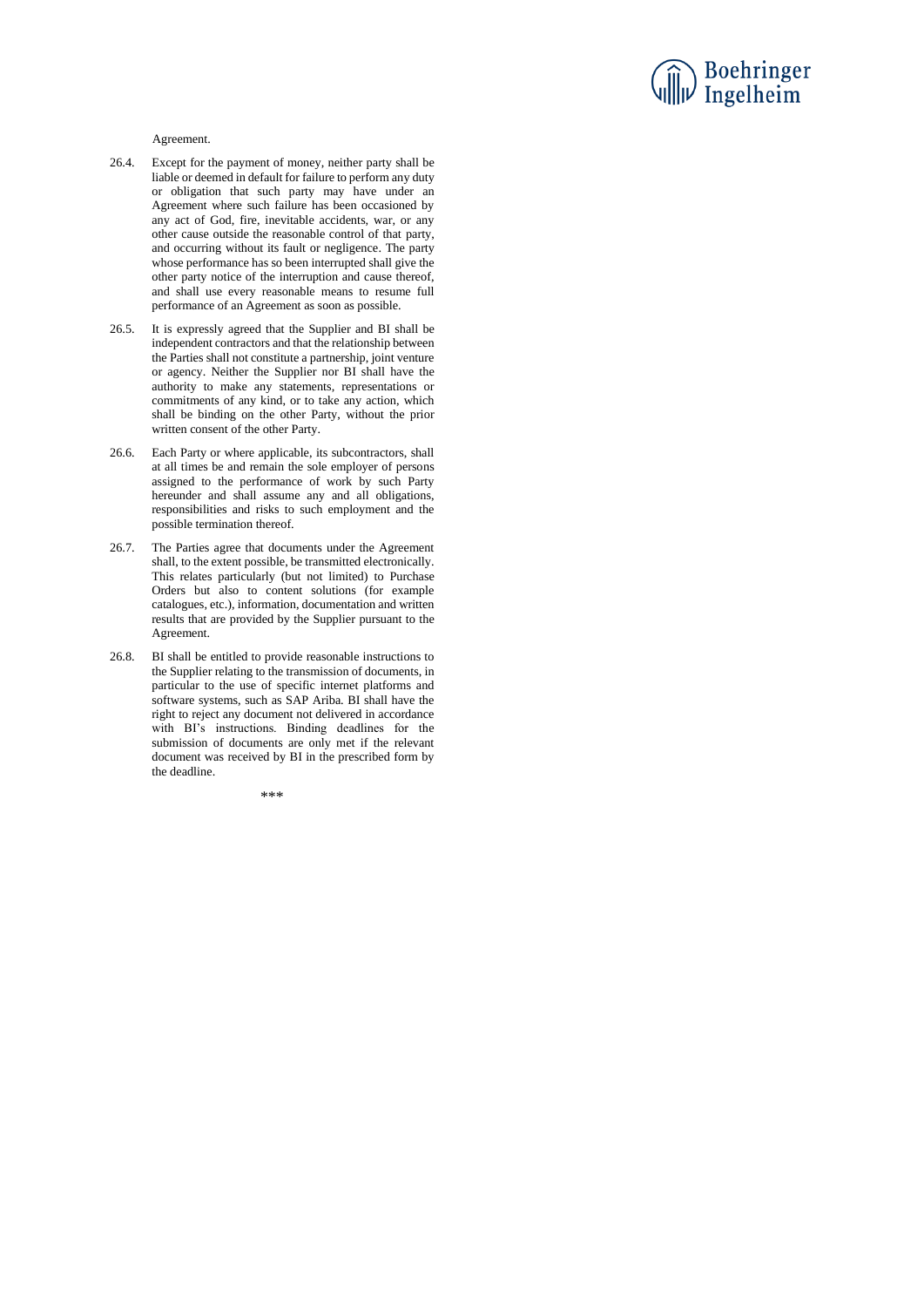Agreement.

26.4. Except for the payment of money, neither party shall be liable or deemed in default for failure to perform any duty or obligation that such party may have under an Agreement where such failure has been occasioned by any act of God, fire, inevitable accidents, war, or any other cause outside the reasonable control of that party, and occurring without its fault or negligence. The party whose performance has so been interrupted shall give the other party notice of the interruption and cause thereof, and shall use every reasonable means to resume full performance of an Agreement as soon as possible.

26.5. It is expressly agreed that the Supplier and BI shall be independent contractors and that the relationship between the Parties shall not constitute a partnership, joint venture or agency. Neither the Supplier nor BI shall have the authority to make any statements, representations or commitments of any kind, or to take any action, which shall be binding on the other Party, without the prior written consent of the other Party.

26.6. Each Party or where applicable, its subcontractors, shall at all times be and remain the sole employer of persons assigned to the performance of work by such Party hereunder and shall assume any and all obligations, responsibilities and risks to such employment and the possible termination thereof.

26.7. The Parties agree that documents under the Agreement shall, to the extent possible, be transmitted electronically. This relates particularly (but not limited) to Purchase Orders but also to content solutions (for example catalogues, etc.), information, documentation and written results that are provided by the Supplier pursuant to the Agreement.

26.8. BI shall be entitled to provide reasonable instructions to the Supplier relating to the transmission of documents, in particular to the use of specific internet platforms and software systems, such as SAP Ariba. BI shall have the right to reject any document not delivered in accordance with BI's instructions. Binding deadlines for the submission of documents are only met if the relevant document was received by BI in the prescribed form by the deadline.

***